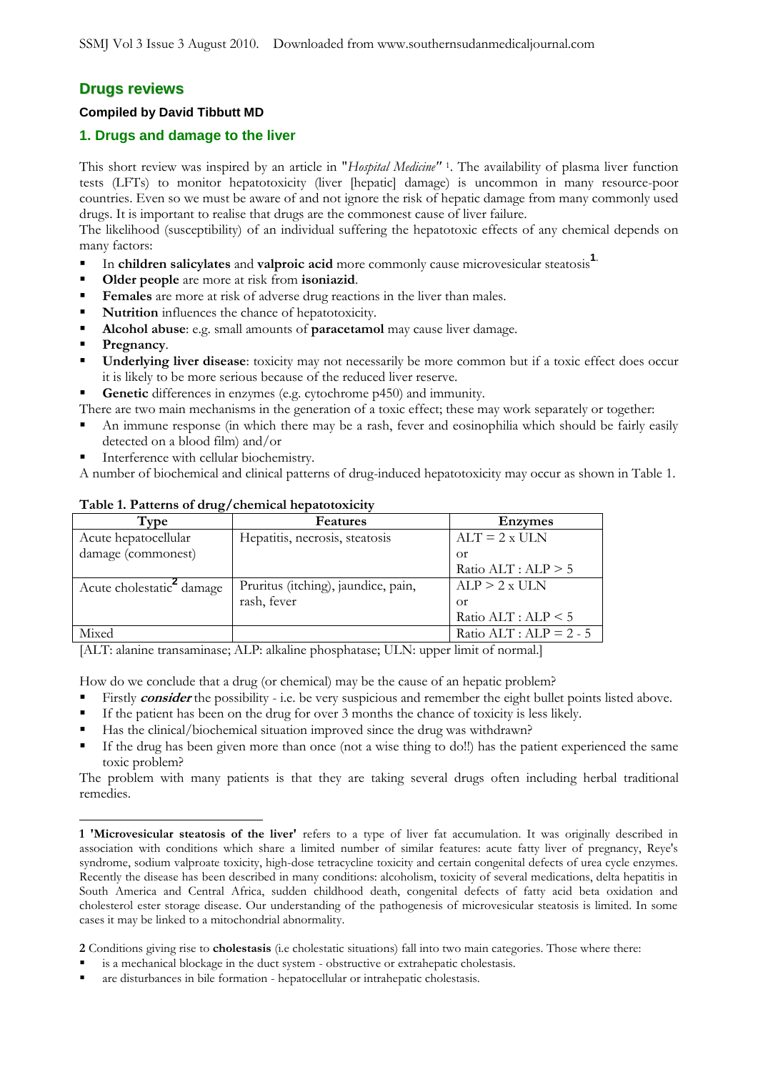## Drugs reviews

**Compiled by David Tibbutt MD**

### 1. Drugs and damage to the liver

This short review was inspired by an article in "*Hospital Medicine*" [1]. The availability of plasma liver function tests (LFTs) to monitor hepatotoxicity (liver [hepatic] damage) is uncommon in many resource-poor countries. Even so we must be aware of and not ignore the risk of hepatic damage from many commonly used drugs. It is important to realise that drugs are the commonest cause of liver failure.

The likelihood (susceptibility) of an individual suffering the hepatotoxic effects of any chemical depends on many factors:

- In **children salicylates** and **valproic acid** more commonly cause microvesicular steatosis[1].
- **Older people** are more at risk from **isoniazid**.
- **Females** are more at risk of adverse drug reactions in the liver than males.
- **Nutrition** influences the chance of hepatotoxicity.
- **Alcohol abuse**: e.g. small amounts of **paracetamol** may cause liver damage.
- **Pregnancy**.
- **Underlying liver disease**: toxicity may not necessarily be more common but if a toxic effect does occur it is likely to be more serious because of the reduced liver reserve.
- **Genetic** differences in enzymes (e.g. cytochrome p450) and immunity.

There are two main mechanisms in the generation of a toxic effect; these may work separately or together:

- An immune response (in which there may be a rash, fever and eosinophilia which should be fairly easily detected on a blood film) and/or
- Interference with cellular biochemistry.

A number of biochemical and clinical patterns of drug-induced hepatotoxicity may occur as shown in Table 1.

**Table 1. Patterns of drug/chemical hepatotoxicity**

| Type | Features | Enzymes |
|---|---|---|
| Acute hepatocellular damage (commonest) | Hepatitis, necrosis, steatosis | ALT = 2 x ULN or Ratio ALT : ALP > 5 |
| Acute cholestatic[2] damage | Pruritus (itching), jaundice, pain, rash, fever | ALP > 2 x ULN or Ratio ALT : ALP < 5 |
| Mixed | | Ratio ALT : ALP = 2 - 5 |

[ALT: alanine transaminase; ALP: alkaline phosphatase; ULN: upper limit of normal.]

How do we conclude that a drug (or chemical) may be the cause of an hepatic problem?

- Firstly ***consider*** the possibility - i.e. be very suspicious and remember the eight bullet points listed above.
- If the patient has been on the drug for over 3 months the chance of toxicity is less likely.
- Has the clinical/biochemical situation improved since the drug was withdrawn?
- If the drug has been given more than once (not a wise thing to do!!) has the patient experienced the same toxic problem?

The problem with many patients is that they are taking several drugs often including herbal traditional remedies.

---

**1 'Microvesicular steatosis of the liver'** refers to a type of liver fat accumulation. It was originally described in association with conditions which share a limited number of similar features: acute fatty liver of pregnancy, Reye's syndrome, sodium valproate toxicity, high-dose tetracycline toxicity and certain congenital defects of urea cycle enzymes. Recently the disease has been described in many conditions: alcoholism, toxicity of several medications, delta hepatitis in South America and Central Africa, sudden childhood death, congenital defects of fatty acid beta oxidation and cholesterol ester storage disease. Our understanding of the pathogenesis of microvesicular steatosis is limited. In some cases it may be linked to a mitochondrial abnormality.

**2** Conditions giving rise to **cholestasis** (i.e cholestatic situations) fall into two main categories. Those where there:

- is a mechanical blockage in the duct system - obstructive or extrahepatic cholestasis.
- are disturbances in bile formation - hepatocellular or intrahepatic cholestasis.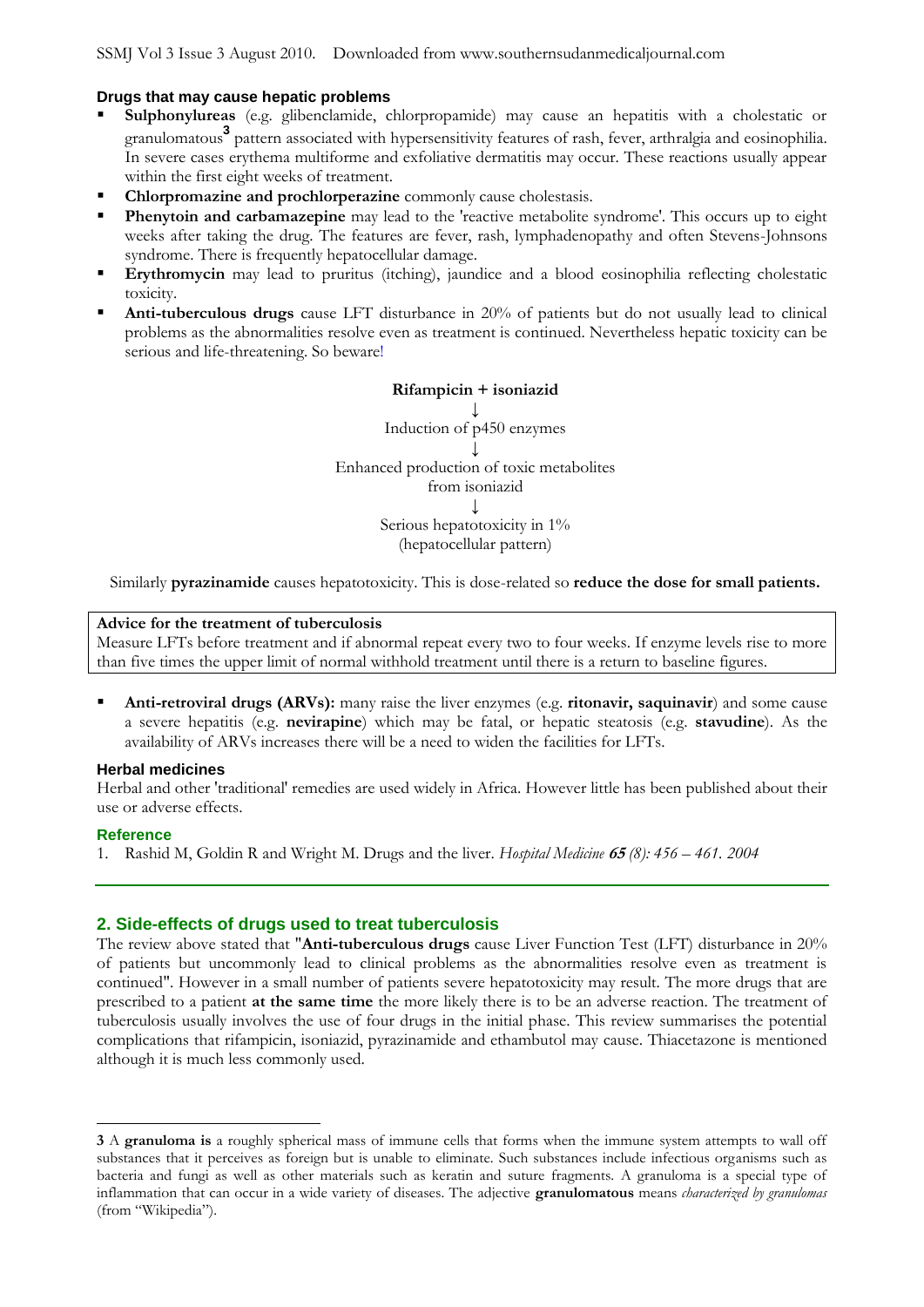### Drugs that may cause hepatic problems

- **Sulphonylureas** (e.g. glibenclamide, chlorpropamide) may cause an hepatitis with a cholestatic or granulomatous[3] pattern associated with hypersensitivity features of rash, fever, arthralgia and eosinophilia. In severe cases erythema multiforme and exfoliative dermatitis may occur. These reactions usually appear within the first eight weeks of treatment.
- **Chlorpromazine and prochlorperazine** commonly cause cholestasis.
- **Phenytoin and carbamazepine** may lead to the 'reactive metabolite syndrome'. This occurs up to eight weeks after taking the drug. The features are fever, rash, lymphadenopathy and often Stevens-Johnsons syndrome. There is frequently hepatocellular damage.
- **Erythromycin** may lead to pruritus (itching), jaundice and a blood eosinophilia reflecting cholestatic toxicity.
- **Anti-tuberculous drugs** cause LFT disturbance in 20% of patients but do not usually lead to clinical problems as the abnormalities resolve even as treatment is continued. Nevertheless hepatic toxicity can be serious and life-threatening. So beware!

**Rifampicin + isoniazid**
↓
Induction of p450 enzymes
↓
Enhanced production of toxic metabolites from isoniazid
↓
Serious hepatotoxicity in 1% (hepatocellular pattern)

Similarly **pyrazinamide** causes hepatotoxicity. This is dose-related so **reduce the dose for small patients.**

> **Advice for the treatment of tuberculosis**
> Measure LFTs before treatment and if abnormal repeat every two to four weeks. If enzyme levels rise to more than five times the upper limit of normal withhold treatment until there is a return to baseline figures.

- **Anti-retroviral drugs (ARVs):** many raise the liver enzymes (e.g. **ritonavir, saquinavir**) and some cause a severe hepatitis (e.g. **nevirapine**) which may be fatal, or hepatic steatosis (e.g. **stavudine**). As the availability of ARVs increases there will be a need to widen the facilities for LFTs.

### Herbal medicines

Herbal and other 'traditional' remedies are used widely in Africa. However little has been published about their use or adverse effects.

### Reference

1. Rashid M, Goldin R and Wright M. Drugs and the liver. *Hospital Medicine* ***65*** *(8): 456 – 461. 2004*

---

## 2. Side-effects of drugs used to treat tuberculosis

The review above stated that "**Anti-tuberculous drugs** cause Liver Function Test (LFT) disturbance in 20% of patients but uncommonly lead to clinical problems as the abnormalities resolve even as treatment is continued". However in a small number of patients severe hepatotoxicity may result. The more drugs that are prescribed to a patient **at the same time** the more likely there is to be an adverse reaction. The treatment of tuberculosis usually involves the use of four drugs in the initial phase. This review summarises the potential complications that rifampicin, isoniazid, pyrazinamide and ethambutol may cause. Thiacetazone is mentioned although it is much less commonly used.

---

[3] A **granuloma is** a roughly spherical mass of immune cells that forms when the immune system attempts to wall off substances that it perceives as foreign but is unable to eliminate. Such substances include infectious organisms such as bacteria and fungi as well as other materials such as keratin and suture fragments. A granuloma is a special type of inflammation that can occur in a wide variety of diseases. The adjective **granulomatous** means *characterized by granulomas* (from "Wikipedia").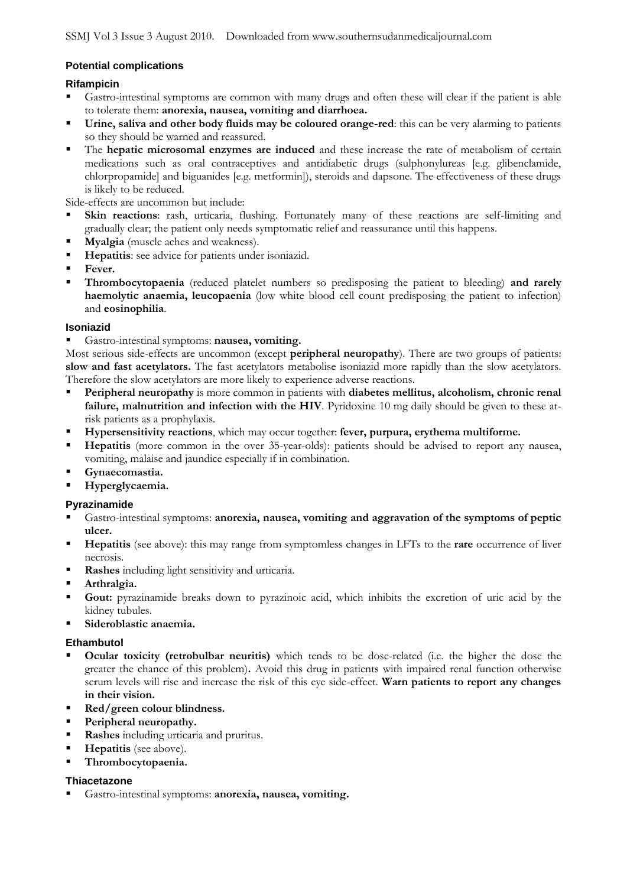## Potential complications

### Rifampicin

- Gastro-intestinal symptoms are common with many drugs and often these will clear if the patient is able to tolerate them: **anorexia, nausea, vomiting and diarrhoea.**
- **Urine, saliva and other body fluids may be coloured orange-red**: this can be very alarming to patients so they should be warned and reassured.
- The **hepatic microsomal enzymes are induced** and these increase the rate of metabolism of certain medications such as oral contraceptives and antidiabetic drugs (sulphonylureas [e.g. glibenclamide, chlorpropamide] and biguanides [e.g. metformin]), steroids and dapsone. The effectiveness of these drugs is likely to be reduced.

Side-effects are uncommon but include:

- **Skin reactions**: rash, urticaria, flushing. Fortunately many of these reactions are self-limiting and gradually clear; the patient only needs symptomatic relief and reassurance until this happens.
- **Myalgia** (muscle aches and weakness).
- **Hepatitis**: see advice for patients under isoniazid.
- **Fever.**
- **Thrombocytopaenia** (reduced platelet numbers so predisposing the patient to bleeding) **and rarely haemolytic anaemia, leucopaenia** (low white blood cell count predisposing the patient to infection) and **eosinophilia**.

### Isoniazid

- Gastro-intestinal symptoms: **nausea, vomiting.**

Most serious side-effects are uncommon (except **peripheral neuropathy**). There are two groups of patients: **slow and fast acetylators.** The fast acetylators metabolise isoniazid more rapidly than the slow acetylators. Therefore the slow acetylators are more likely to experience adverse reactions.

- **Peripheral neuropathy** is more common in patients with **diabetes mellitus, alcoholism, chronic renal failure, malnutrition and infection with the HIV**. Pyridoxine 10 mg daily should be given to these at-risk patients as a prophylaxis.
- **Hypersensitivity reactions**, which may occur together: **fever, purpura, erythema multiforme.**
- **Hepatitis** (more common in the over 35-year-olds): patients should be advised to report any nausea, vomiting, malaise and jaundice especially if in combination.
- **Gynaecomastia.**
- **Hyperglycaemia.**

### Pyrazinamide

- Gastro-intestinal symptoms: **anorexia, nausea, vomiting and aggravation of the symptoms of peptic ulcer.**
- **Hepatitis** (see above): this may range from symptomless changes in LFTs to the **rare** occurrence of liver necrosis.
- **Rashes** including light sensitivity and urticaria.
- **Arthralgia.**
- **Gout:** pyrazinamide breaks down to pyrazinoic acid, which inhibits the excretion of uric acid by the kidney tubules.
- **Sideroblastic anaemia.**

### Ethambutol

- **Ocular toxicity (retrobulbar neuritis)** which tends to be dose-related (i.e. the higher the dose the greater the chance of this problem)**.** Avoid this drug in patients with impaired renal function otherwise serum levels will rise and increase the risk of this eye side-effect. **Warn patients to report any changes in their vision.**
- **Red/green colour blindness.**
- **Peripheral neuropathy.**
- **Rashes** including urticaria and pruritus.
- **Hepatitis** (see above).
- **Thrombocytopaenia.**

### Thiacetazone

- Gastro-intestinal symptoms: **anorexia, nausea, vomiting.**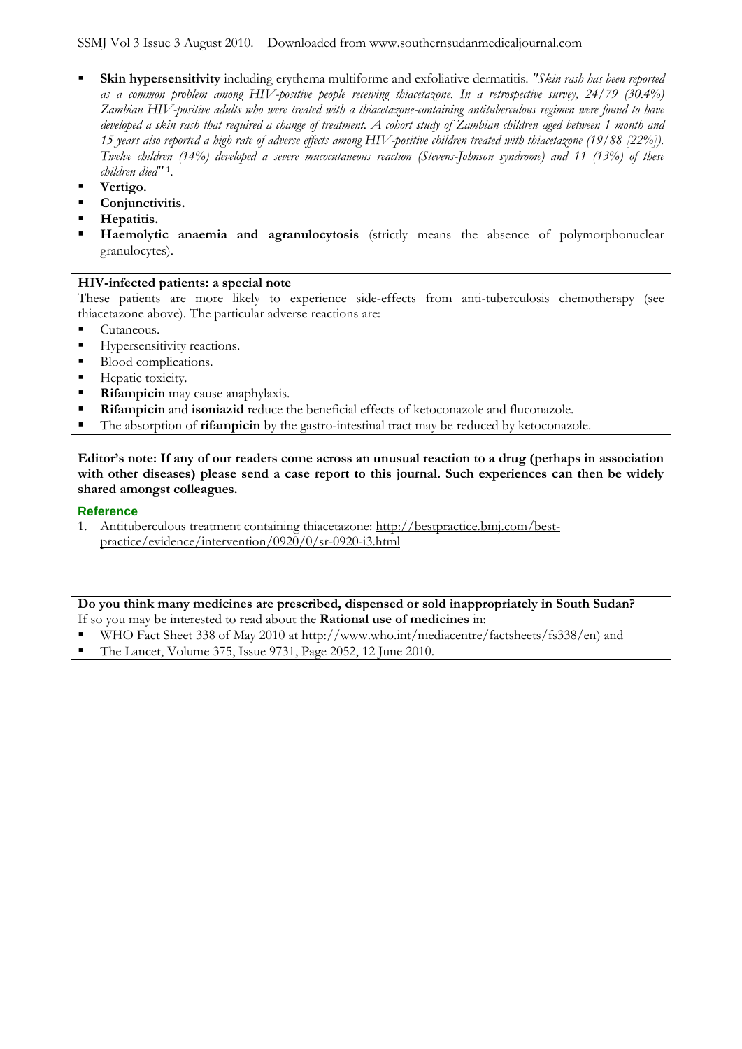- **Skin hypersensitivity** including erythema multiforme and exfoliative dermatitis. *"Skin rash has been reported as a common problem among HIV-positive people receiving thiacetazone. In a retrospective survey, 24/79 (30.4%) Zambian HIV-positive adults who were treated with a thiacetazone-containing antituberculous regimen were found to have developed a skin rash that required a change of treatment. A cohort study of Zambian children aged between 1 month and 15 years also reported a high rate of adverse effects among HIV-positive children treated with thiacetazone (19/88 [22%]). Twelve children (14%) developed a severe mucocutaneous reaction (Stevens-Johnson syndrome) and 11 (13%) of these children died"* [1].
- **Vertigo.**
- **Conjunctivitis.**
- **Hepatitis.**
- **Haemolytic anaemia and agranulocytosis** (strictly means the absence of polymorphonuclear granulocytes).

**HIV-infected patients: a special note**

These patients are more likely to experience side-effects from anti-tuberculosis chemotherapy (see thiacetazone above). The particular adverse reactions are:

- Cutaneous.
- Hypersensitivity reactions.
- Blood complications.
- Hepatic toxicity.
- **Rifampicin** may cause anaphylaxis.
- **Rifampicin** and **isoniazid** reduce the beneficial effects of ketoconazole and fluconazole.
- The absorption of **rifampicin** by the gastro-intestinal tract may be reduced by ketoconazole.

**Editor's note: If any of our readers come across an unusual reaction to a drug (perhaps in association with other diseases) please send a case report to this journal. Such experiences can then be widely shared amongst colleagues.**

## Reference

1. Antituberculous treatment containing thiacetazone: http://bestpractice.bmj.com/best-practice/evidence/intervention/0920/0/sr-0920-i3.html

**Do you think many medicines are prescribed, dispensed or sold inappropriately in South Sudan?**
If so you may be interested to read about the **Rational use of medicines** in:

- WHO Fact Sheet 338 of May 2010 at http://www.who.int/mediacentre/factsheets/fs338/en) and
- The Lancet, Volume 375, Issue 9731, Page 2052, 12 June 2010.